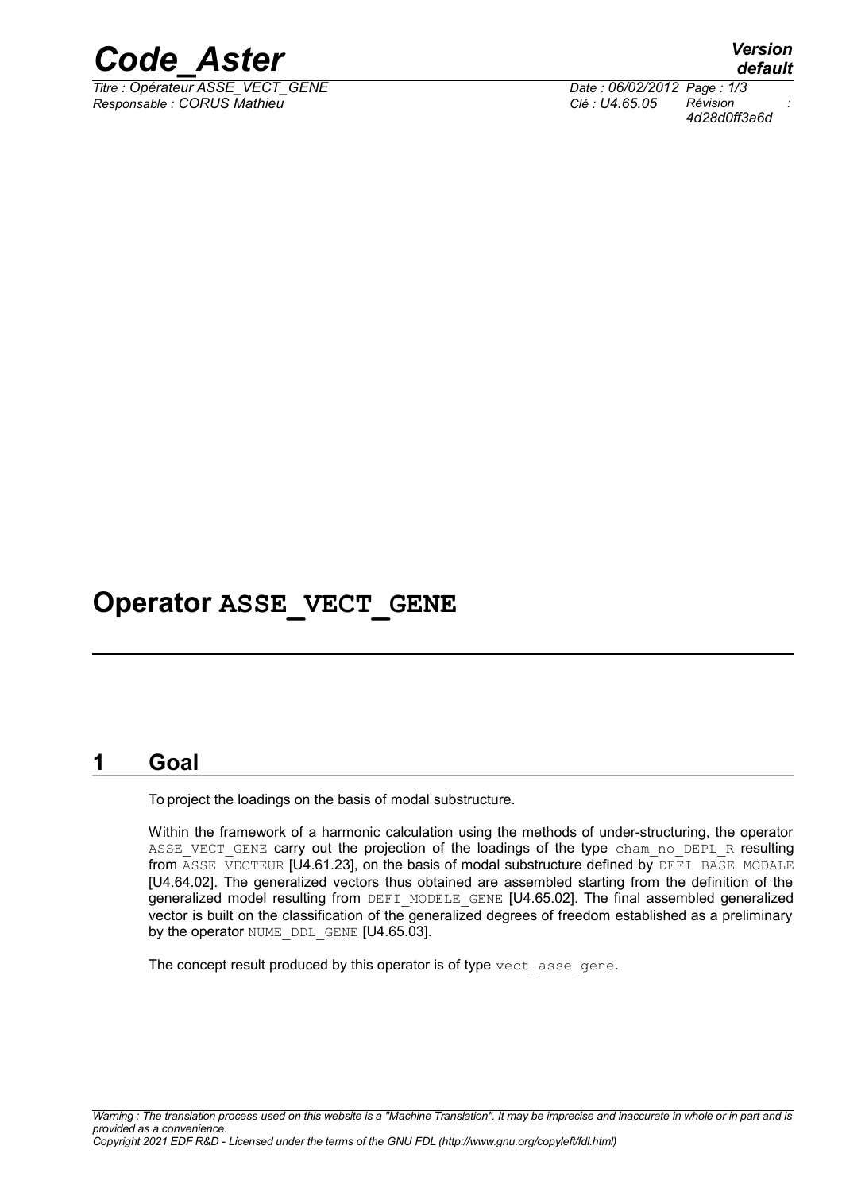# Operator ASSE_VECT_GENE

## 1 Goal

To project the loadings on the basis of modal substructure.

Within the framework of a harmonic calculation using the methods of under-structuring, the operator ASSE_VECT_GENE carry out the projection of the loadings of the type cham_no_DEPL_R resulting from ASSE_VECTEUR [U4.61.23], on the basis of modal substructure defined by DEFI_BASE_MODALE [U4.64.02]. The generalized vectors thus obtained are assembled starting from the definition of the generalized model resulting from DEFI_MODELE_GENE [U4.65.02]. The final assembled generalized vector is built on the classification of the generalized degrees of freedom established as a preliminary by the operator NUME_DDL_GENE [U4.65.03].

The concept result produced by this operator is of type vect_asse_gene.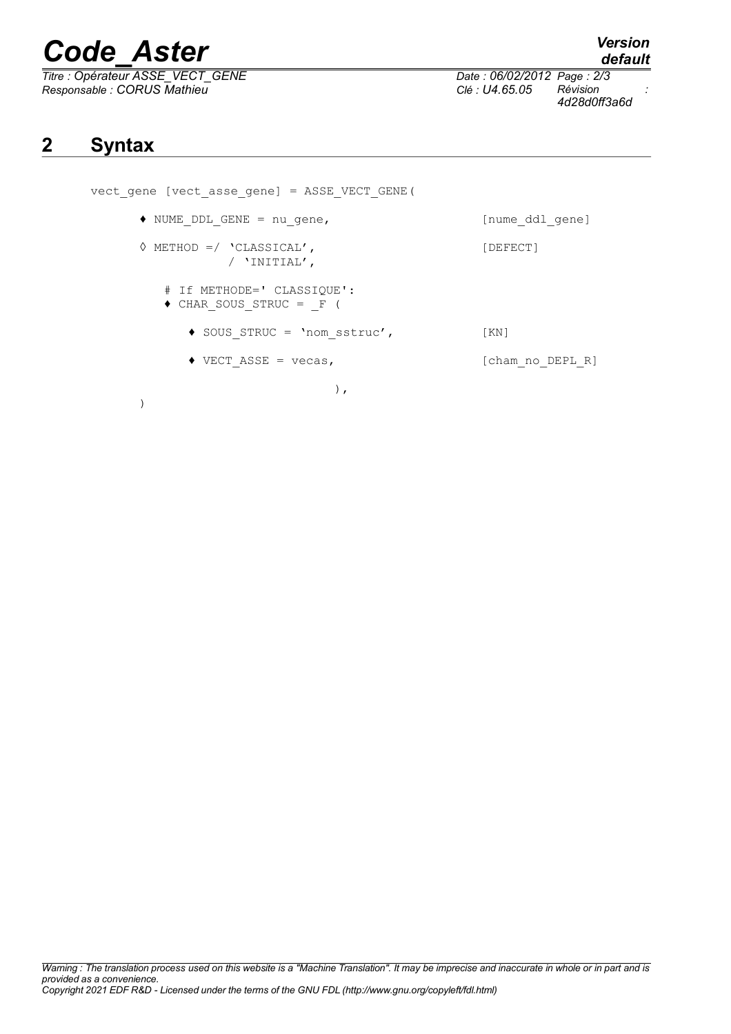# 2 Syntax

```
vect_gene [vect_asse_gene] = ASSE_VECT_GENE(

    ♦ NUME_DDL_GENE = nu_gene,                    [nume_ddl_gene]

    ◊ METHOD =/ 'CLASSICAL',                      [DEFECT]
               / 'INITIAL',

       # If METHODE=' CLASSIQUE':
       ♦ CHAR_SOUS_STRUC = _F (

          ♦ SOUS_STRUC = 'nom_sstruc',             [KN]

          ♦ VECT_ASSE = vecas,                     [cham_no_DEPL_R]

                                 ),
)
```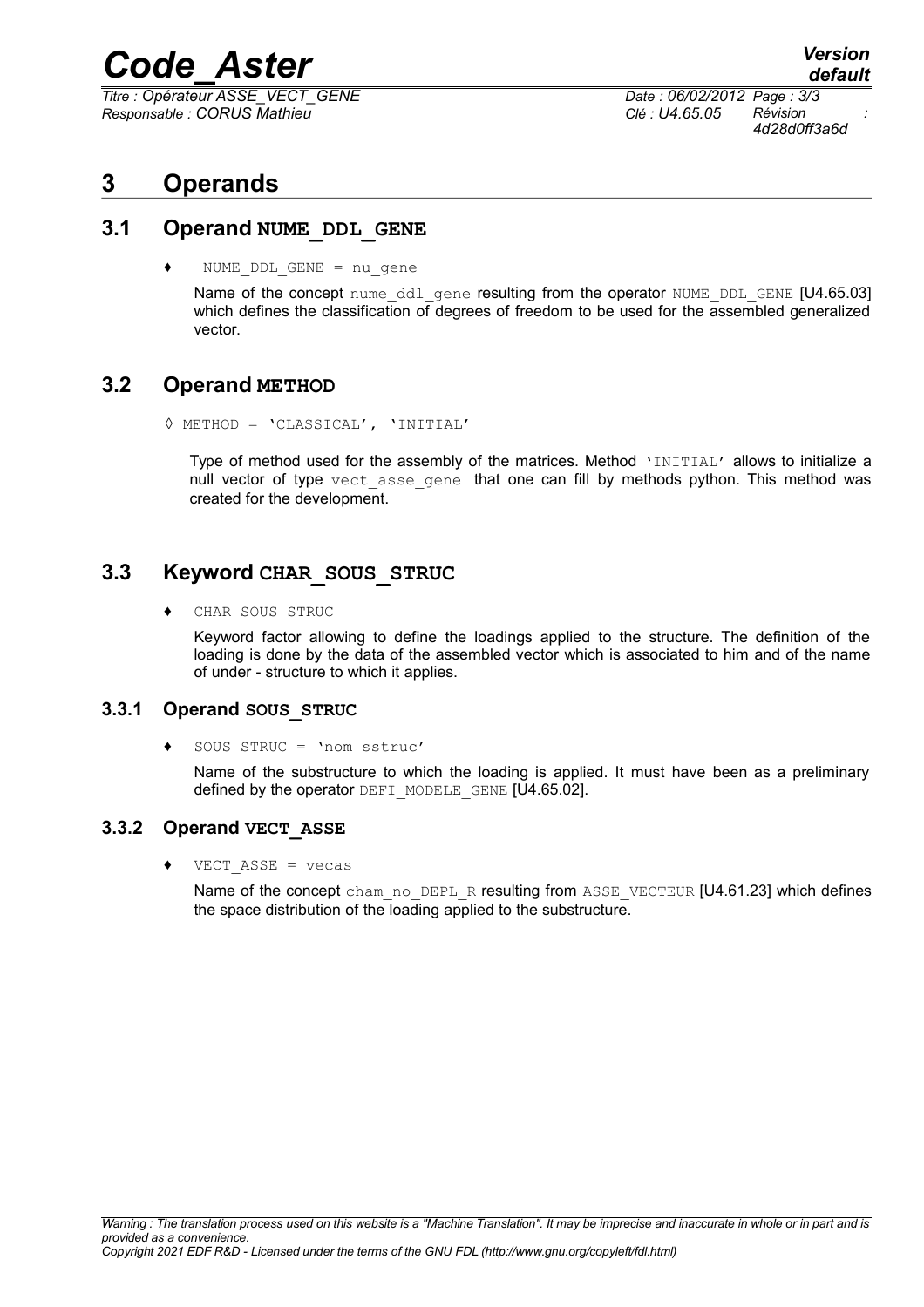# 3 Operands

## 3.1 Operand NUME_DDL_GENE

♦ NUME_DDL_GENE = nu_gene

Name of the concept nume_ddl_gene resulting from the operator NUME_DDL_GENE [U4.65.03] which defines the classification of degrees of freedom to be used for the assembled generalized vector.

## 3.2 Operand METHOD

◊ METHOD = 'CLASSICAL', 'INITIAL'

Type of method used for the assembly of the matrices. Method 'INITIAL' allows to initialize a null vector of type vect_asse_gene that one can fill by methods python. This method was created for the development.

## 3.3 Keyword CHAR_SOUS_STRUC

♦ CHAR_SOUS_STRUC

Keyword factor allowing to define the loadings applied to the structure. The definition of the loading is done by the data of the assembled vector which is associated to him and of the name of under - structure to which it applies.

### 3.3.1 Operand SOUS_STRUC

♦ SOUS_STRUC = 'nom_sstruc'

Name of the substructure to which the loading is applied. It must have been as a preliminary defined by the operator DEFI_MODELE_GENE [U4.65.02].

### 3.3.2 Operand VECT_ASSE

♦ VECT_ASSE = vecas

Name of the concept cham_no_DEPL_R resulting from ASSE_VECTEUR [U4.61.23] which defines the space distribution of the loading applied to the substructure.